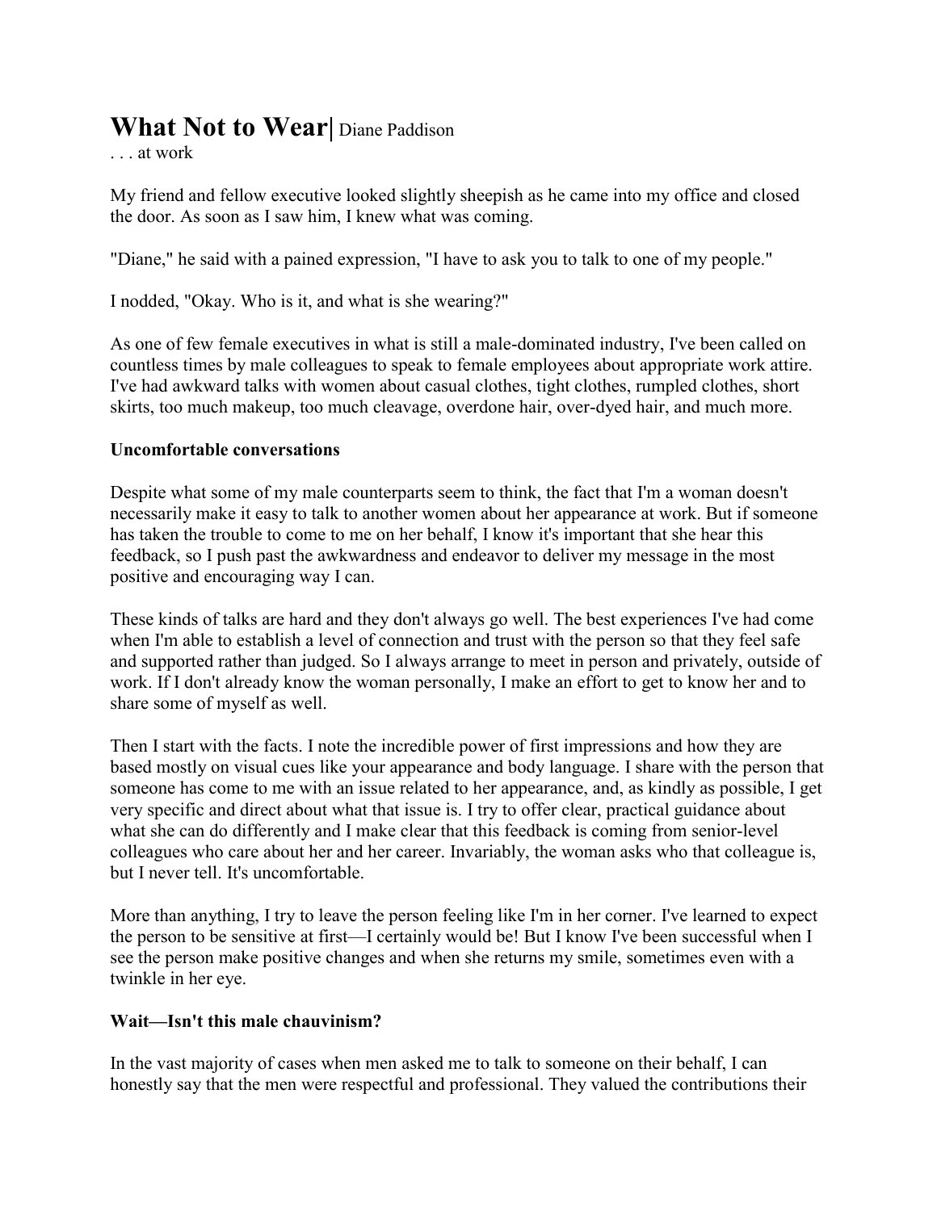# What Not to Wear| Diane Paddison

. . . at work

My friend and fellow executive looked slightly sheepish as he came into my office and closed the door. As soon as I saw him, I knew what was coming.

"Diane," he said with a pained expression, "I have to ask you to talk to one of my people."

I nodded, "Okay. Who is it, and what is she wearing?"

As one of few female executives in what is still a male-dominated industry, I've been called on countless times by male colleagues to speak to female employees about appropriate work attire. I've had awkward talks with women about casual clothes, tight clothes, rumpled clothes, short skirts, too much makeup, too much cleavage, overdone hair, over-dyed hair, and much more.

**Uncomfortable conversations**

Despite what some of my male counterparts seem to think, the fact that I'm a woman doesn't necessarily make it easy to talk to another women about her appearance at work. But if someone has taken the trouble to come to me on her behalf, I know it's important that she hear this feedback, so I push past the awkwardness and endeavor to deliver my message in the most positive and encouraging way I can.

These kinds of talks are hard and they don't always go well. The best experiences I've had come when I'm able to establish a level of connection and trust with the person so that they feel safe and supported rather than judged. So I always arrange to meet in person and privately, outside of work. If I don't already know the woman personally, I make an effort to get to know her and to share some of myself as well.

Then I start with the facts. I note the incredible power of first impressions and how they are based mostly on visual cues like your appearance and body language. I share with the person that someone has come to me with an issue related to her appearance, and, as kindly as possible, I get very specific and direct about what that issue is. I try to offer clear, practical guidance about what she can do differently and I make clear that this feedback is coming from senior-level colleagues who care about her and her career. Invariably, the woman asks who that colleague is, but I never tell. It's uncomfortable.

More than anything, I try to leave the person feeling like I'm in her corner. I've learned to expect the person to be sensitive at first—I certainly would be! But I know I've been successful when I see the person make positive changes and when she returns my smile, sometimes even with a twinkle in her eye.

**Wait—Isn't this male chauvinism?**

In the vast majority of cases when men asked me to talk to someone on their behalf, I can honestly say that the men were respectful and professional. They valued the contributions their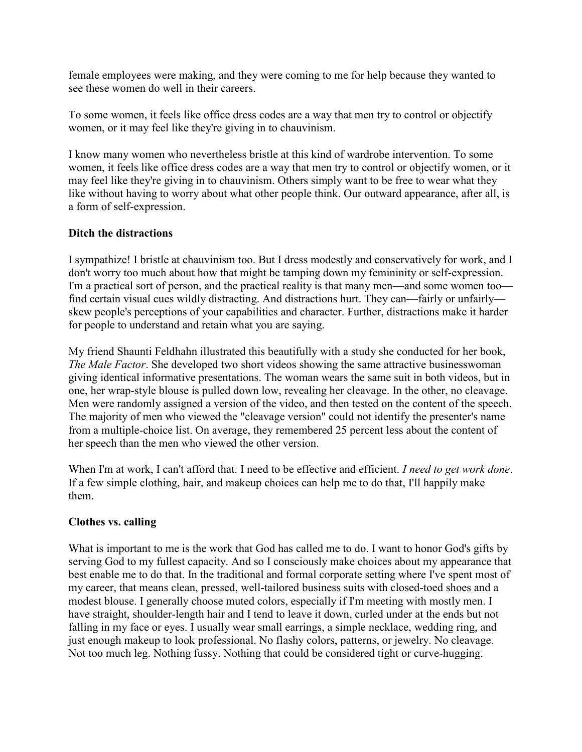female employees were making, and they were coming to me for help because they wanted to see these women do well in their careers.

To some women, it feels like office dress codes are a way that men try to control or objectify women, or it may feel like they're giving in to chauvinism.

I know many women who nevertheless bristle at this kind of wardrobe intervention. To some women, it feels like office dress codes are a way that men try to control or objectify women, or it may feel like they're giving in to chauvinism. Others simply want to be free to wear what they like without having to worry about what other people think. Our outward appearance, after all, is a form of self-expression.

**Ditch the distractions**

I sympathize! I bristle at chauvinism too. But I dress modestly and conservatively for work, and I don't worry too much about how that might be tamping down my femininity or self-expression. I'm a practical sort of person, and the practical reality is that many men—and some women too—find certain visual cues wildly distracting. And distractions hurt. They can—fairly or unfairly—skew people's perceptions of your capabilities and character. Further, distractions make it harder for people to understand and retain what you are saying.

My friend Shaunti Feldhahn illustrated this beautifully with a study she conducted for her book, *The Male Factor*. She developed two short videos showing the same attractive businesswoman giving identical informative presentations. The woman wears the same suit in both videos, but in one, her wrap-style blouse is pulled down low, revealing her cleavage. In the other, no cleavage. Men were randomly assigned a version of the video, and then tested on the content of the speech. The majority of men who viewed the "cleavage version" could not identify the presenter's name from a multiple-choice list. On average, they remembered 25 percent less about the content of her speech than the men who viewed the other version.

When I'm at work, I can't afford that. I need to be effective and efficient. *I need to get work done*. If a few simple clothing, hair, and makeup choices can help me to do that, I'll happily make them.

**Clothes vs. calling**

What is important to me is the work that God has called me to do. I want to honor God's gifts by serving God to my fullest capacity. And so I consciously make choices about my appearance that best enable me to do that. In the traditional and formal corporate setting where I've spent most of my career, that means clean, pressed, well-tailored business suits with closed-toed shoes and a modest blouse. I generally choose muted colors, especially if I'm meeting with mostly men. I have straight, shoulder-length hair and I tend to leave it down, curled under at the ends but not falling in my face or eyes. I usually wear small earrings, a simple necklace, wedding ring, and just enough makeup to look professional. No flashy colors, patterns, or jewelry. No cleavage. Not too much leg. Nothing fussy. Nothing that could be considered tight or curve-hugging.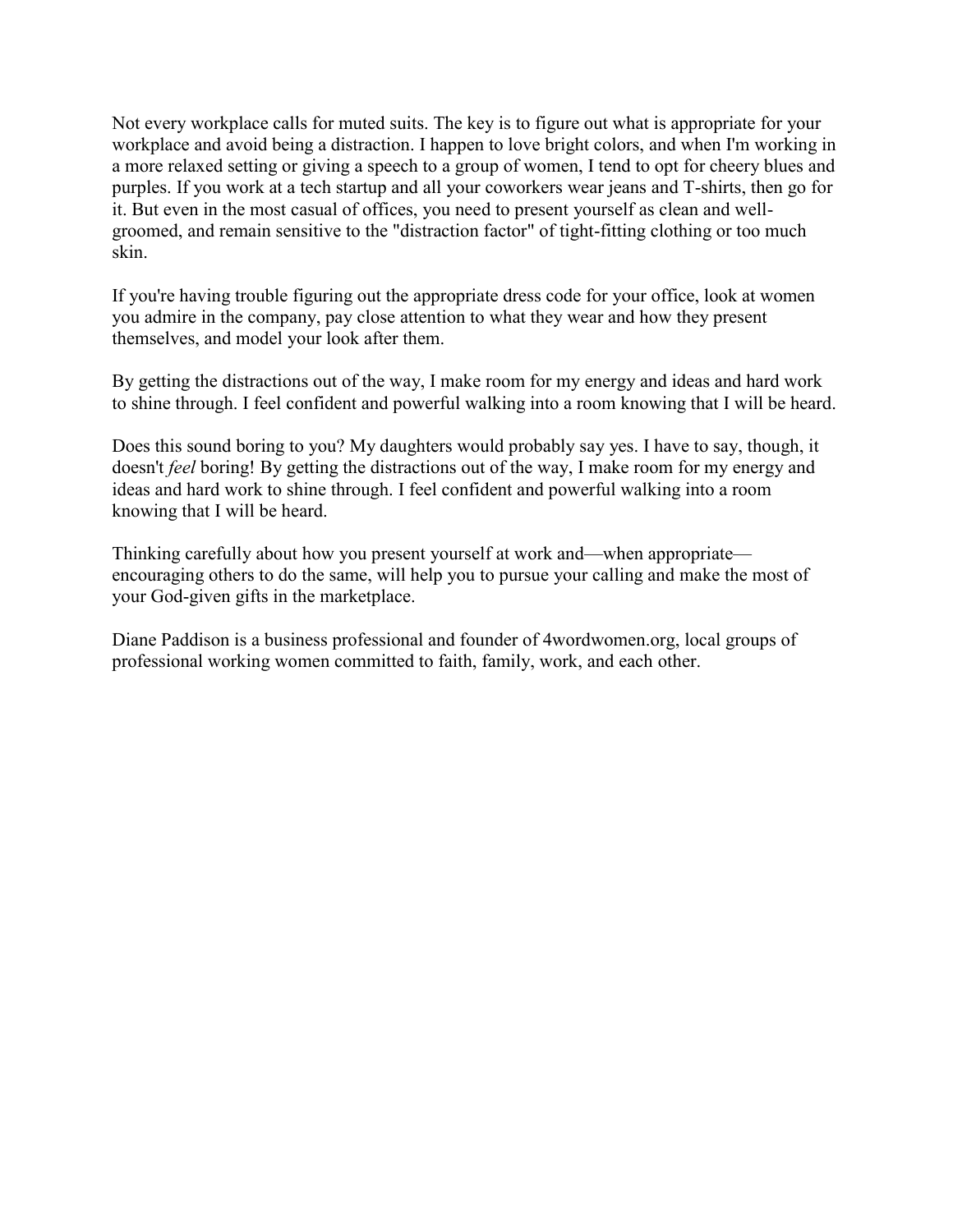Not every workplace calls for muted suits. The key is to figure out what is appropriate for your workplace and avoid being a distraction. I happen to love bright colors, and when I'm working in a more relaxed setting or giving a speech to a group of women, I tend to opt for cheery blues and purples. If you work at a tech startup and all your coworkers wear jeans and T-shirts, then go for it. But even in the most casual of offices, you need to present yourself as clean and well-groomed, and remain sensitive to the "distraction factor" of tight-fitting clothing or too much skin.

If you're having trouble figuring out the appropriate dress code for your office, look at women you admire in the company, pay close attention to what they wear and how they present themselves, and model your look after them.

By getting the distractions out of the way, I make room for my energy and ideas and hard work to shine through. I feel confident and powerful walking into a room knowing that I will be heard.

Does this sound boring to you? My daughters would probably say yes. I have to say, though, it doesn't *feel* boring! By getting the distractions out of the way, I make room for my energy and ideas and hard work to shine through. I feel confident and powerful walking into a room knowing that I will be heard.

Thinking carefully about how you present yourself at work and—when appropriate—encouraging others to do the same, will help you to pursue your calling and make the most of your God-given gifts in the marketplace.

Diane Paddison is a business professional and founder of 4wordwomen.org, local groups of professional working women committed to faith, family, work, and each other.